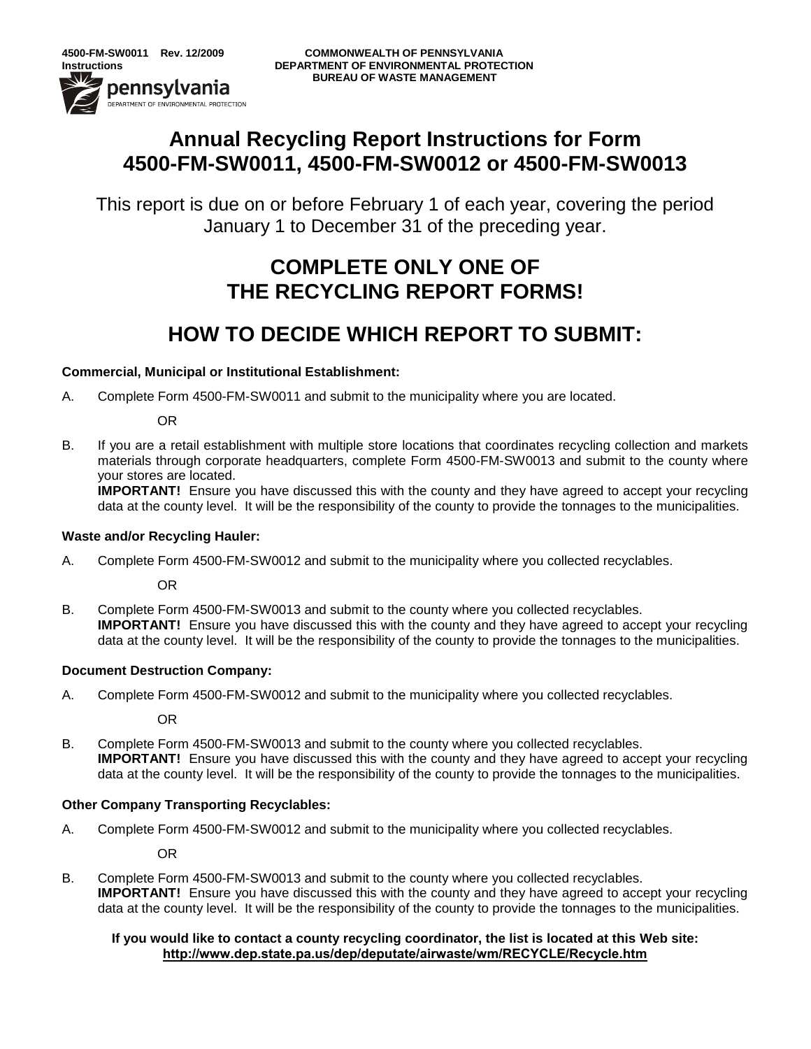4500-FM-SW0011 Rev. 12/2009
Instructions

COMMONWEALTH OF PENNSYLVANIA
DEPARTMENT OF ENVIRONMENTAL PROTECTION
BUREAU OF WASTE MANAGEMENT

# Annual Recycling Report Instructions for Form 4500-FM-SW0011, 4500-FM-SW0012 or 4500-FM-SW0013

This report is due on or before February 1 of each year, covering the period January 1 to December 31 of the preceding year.

## COMPLETE ONLY ONE OF THE RECYCLING REPORT FORMS!

## HOW TO DECIDE WHICH REPORT TO SUBMIT:

**Commercial, Municipal or Institutional Establishment:**

A. Complete Form 4500-FM-SW0011 and submit to the municipality where you are located.

OR

B. If you are a retail establishment with multiple store locations that coordinates recycling collection and markets materials through corporate headquarters, complete Form 4500-FM-SW0013 and submit to the county where your stores are located.
**IMPORTANT!** Ensure you have discussed this with the county and they have agreed to accept your recycling data at the county level. It will be the responsibility of the county to provide the tonnages to the municipalities.

**Waste and/or Recycling Hauler:**

A. Complete Form 4500-FM-SW0012 and submit to the municipality where you collected recyclables.

OR

B. Complete Form 4500-FM-SW0013 and submit to the county where you collected recyclables.
**IMPORTANT!** Ensure you have discussed this with the county and they have agreed to accept your recycling data at the county level. It will be the responsibility of the county to provide the tonnages to the municipalities.

**Document Destruction Company:**

A. Complete Form 4500-FM-SW0012 and submit to the municipality where you collected recyclables.

OR

B. Complete Form 4500-FM-SW0013 and submit to the county where you collected recyclables.
**IMPORTANT!** Ensure you have discussed this with the county and they have agreed to accept your recycling data at the county level. It will be the responsibility of the county to provide the tonnages to the municipalities.

**Other Company Transporting Recyclables:**

A. Complete Form 4500-FM-SW0012 and submit to the municipality where you collected recyclables.

OR

B. Complete Form 4500-FM-SW0013 and submit to the county where you collected recyclables.
**IMPORTANT!** Ensure you have discussed this with the county and they have agreed to accept your recycling data at the county level. It will be the responsibility of the county to provide the tonnages to the municipalities.

**If you would like to contact a county recycling coordinator, the list is located at this Web site: http://www.dep.state.pa.us/dep/deputate/airwaste/wm/RECYCLE/Recycle.htm**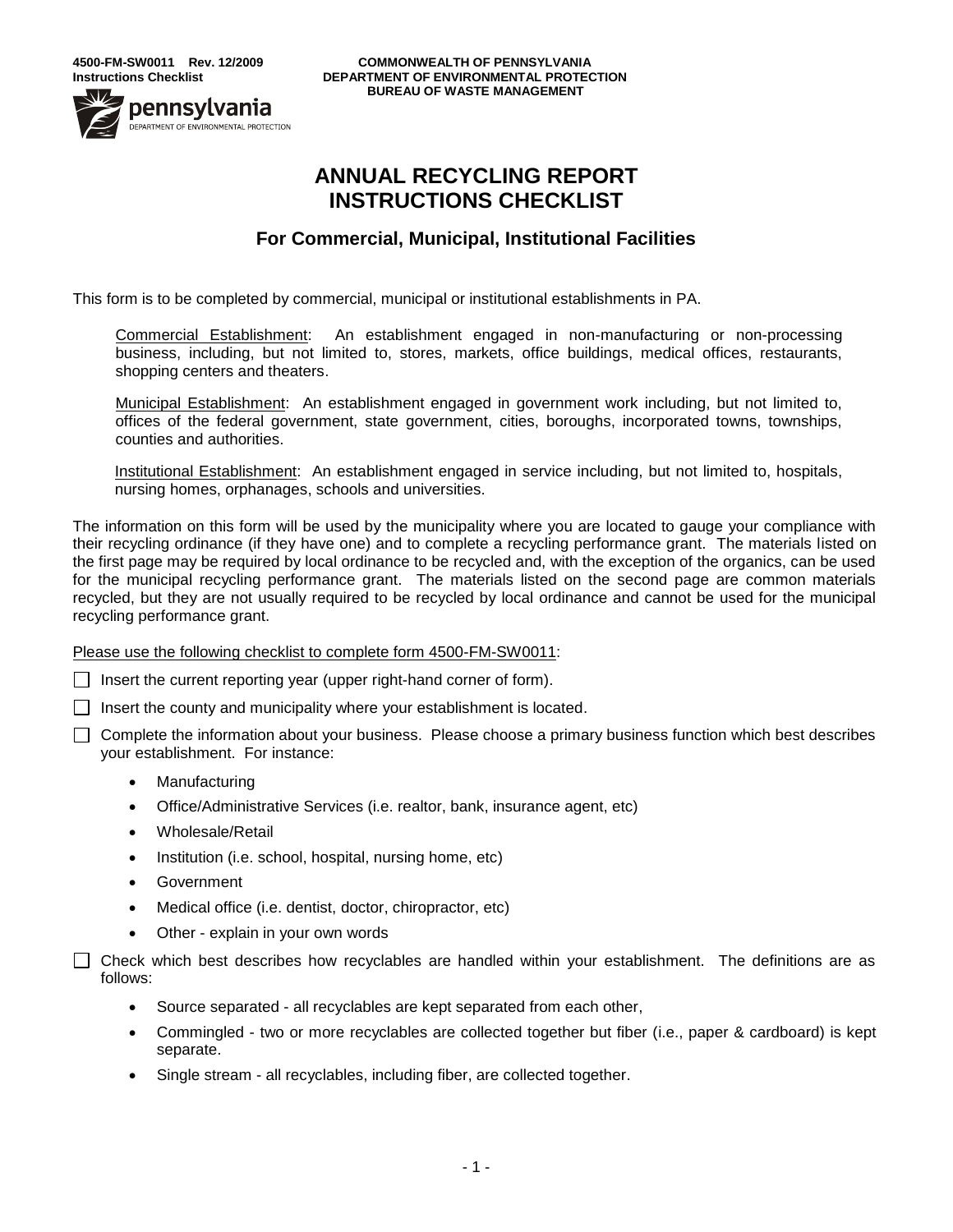4500-FM-SW0011 Rev. 12/2009
Instructions Checklist

COMMONWEALTH OF PENNSYLVANIA
DEPARTMENT OF ENVIRONMENTAL PROTECTION
BUREAU OF WASTE MANAGEMENT

# ANNUAL RECYCLING REPORT INSTRUCTIONS CHECKLIST

## For Commercial, Municipal, Institutional Facilities

This form is to be completed by commercial, municipal or institutional establishments in PA.

Commercial Establishment: An establishment engaged in non-manufacturing or non-processing business, including, but not limited to, stores, markets, office buildings, medical offices, restaurants, shopping centers and theaters.

Municipal Establishment: An establishment engaged in government work including, but not limited to, offices of the federal government, state government, cities, boroughs, incorporated towns, townships, counties and authorities.

Institutional Establishment: An establishment engaged in service including, but not limited to, hospitals, nursing homes, orphanages, schools and universities.

The information on this form will be used by the municipality where you are located to gauge your compliance with their recycling ordinance (if they have one) and to complete a recycling performance grant. The materials listed on the first page may be required by local ordinance to be recycled and, with the exception of the organics, can be used for the municipal recycling performance grant. The materials listed on the second page are common materials recycled, but they are not usually required to be recycled by local ordinance and cannot be used for the municipal recycling performance grant.

Please use the following checklist to complete form 4500-FM-SW0011:

- ☐ Insert the current reporting year (upper right-hand corner of form).
- ☐ Insert the county and municipality where your establishment is located.
- ☐ Complete the information about your business. Please choose a primary business function which best describes your establishment. For instance:
  - Manufacturing
  - Office/Administrative Services (i.e. realtor, bank, insurance agent, etc)
  - Wholesale/Retail
  - Institution (i.e. school, hospital, nursing home, etc)
  - Government
  - Medical office (i.e. dentist, doctor, chiropractor, etc)
  - Other - explain in your own words
- ☐ Check which best describes how recyclables are handled within your establishment. The definitions are as follows:
  - Source separated - all recyclables are kept separated from each other,
  - Commingled - two or more recyclables are collected together but fiber (i.e., paper & cardboard) is kept separate.
  - Single stream - all recyclables, including fiber, are collected together.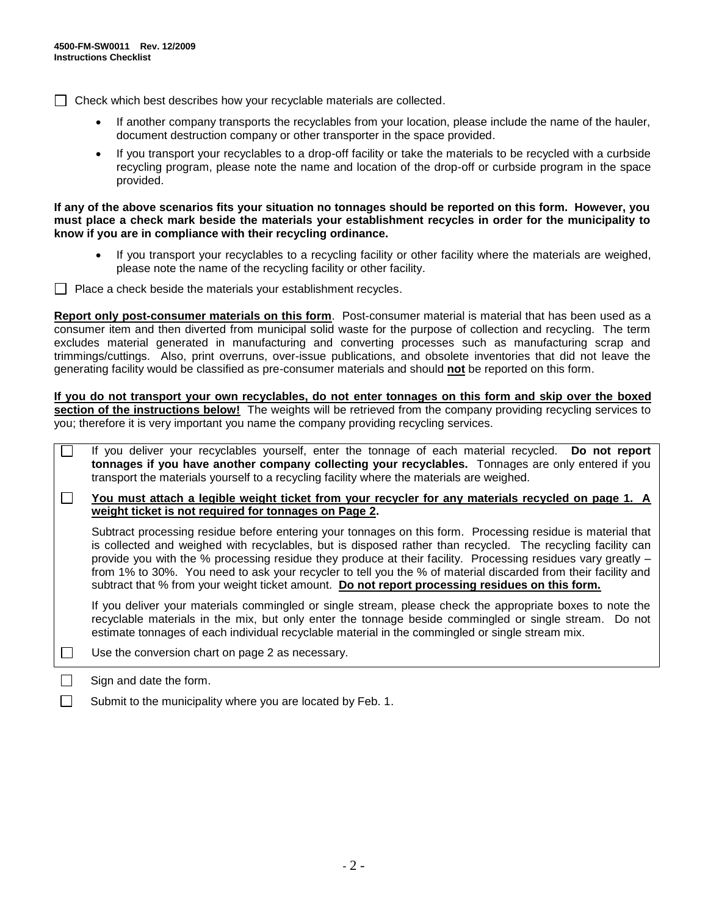**4500-FM-SW0011 Rev. 12/2009**
**Instructions Checklist**

☐ Check which best describes how your recyclable materials are collected.

- If another company transports the recyclables from your location, please include the name of the hauler, document destruction company or other transporter in the space provided.
- If you transport your recyclables to a drop-off facility or take the materials to be recycled with a curbside recycling program, please note the name and location of the drop-off or curbside program in the space provided.

**If any of the above scenarios fits your situation no tonnages should be reported on this form. However, you must place a check mark beside the materials your establishment recycles in order for the municipality to know if you are in compliance with their recycling ordinance.**

- If you transport your recyclables to a recycling facility or other facility where the materials are weighed, please note the name of the recycling facility or other facility.

☐ Place a check beside the materials your establishment recycles.

**<u>Report only post-consumer materials on this form</u>**. Post-consumer material is material that has been used as a consumer item and then diverted from municipal solid waste for the purpose of collection and recycling. The term excludes material generated in manufacturing and converting processes such as manufacturing scrap and trimmings/cuttings. Also, print overruns, over-issue publications, and obsolete inventories that did not leave the generating facility would be classified as pre-consumer materials and should **<u>not</u>** be reported on this form.

**<u>If you do not transport your own recyclables, do not enter tonnages on this form and skip over the boxed section of the instructions below!</u>** The weights will be retrieved from the company providing recycling services to you; therefore it is very important you name the company providing recycling services.

☐ If you deliver your recyclables yourself, enter the tonnage of each material recycled. **Do not report tonnages if you have another company collecting your recyclables.** Tonnages are only entered if you transport the materials yourself to a recycling facility where the materials are weighed.

☐ **<u>You must attach a legible weight ticket from your recycler for any materials recycled on page 1. A weight ticket is not required for tonnages on Page 2</u>.**

Subtract processing residue before entering your tonnages on this form. Processing residue is material that is collected and weighed with recyclables, but is disposed rather than recycled. The recycling facility can provide you with the % processing residue they produce at their facility. Processing residues vary greatly – from 1% to 30%. You need to ask your recycler to tell you the % of material discarded from their facility and subtract that % from your weight ticket amount. **<u>Do not report processing residues on this form.</u>**

If you deliver your materials commingled or single stream, please check the appropriate boxes to note the recyclable materials in the mix, but only enter the tonnage beside commingled or single stream. Do not estimate tonnages of each individual recyclable material in the commingled or single stream mix.

☐ Use the conversion chart on page 2 as necessary.

☐ Sign and date the form.

☐ Submit to the municipality where you are located by Feb. 1.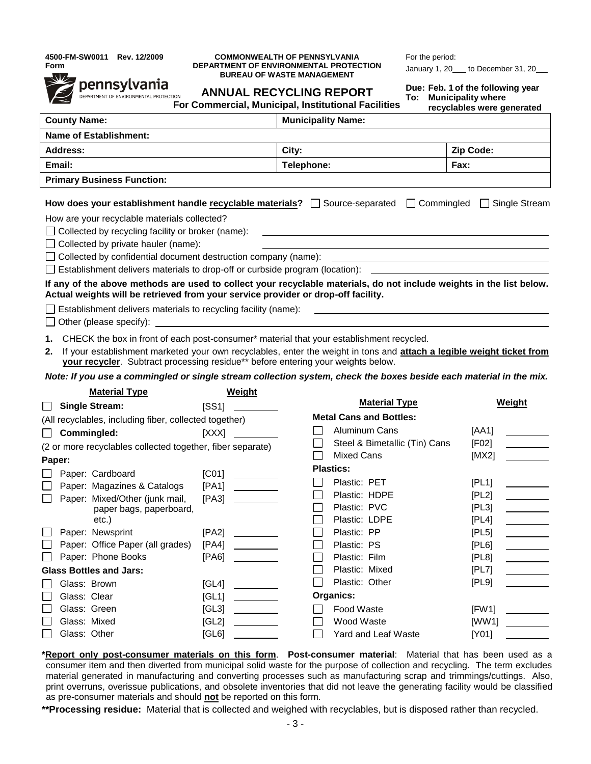4500-FM-SW0011 Rev. 12/2009
Form

COMMONWEALTH OF PENNSYLVANIA
DEPARTMENT OF ENVIRONMENTAL PROTECTION
BUREAU OF WASTE MANAGEMENT

For the period:
January 1, 20___ to December 31, 20___

pennsylvania
DEPARTMENT OF ENVIRONMENTAL PROTECTION

# ANNUAL RECYCLING REPORT

## For Commercial, Municipal, Institutional Facilities

**Due: Feb. 1 of the following year**
**To: Municipality where recyclables were generated**

| **County Name:** | **Municipality Name:** | |
|---|---|---|
| **Name of Establishment:** | | |
| **Address:** | **City:** | **Zip Code:** |
| **Email:** | **Telephone:** | **Fax:** |
| **Primary Business Function:** | | |

**How does your establishment handle recyclable materials?** ☐ Source-separated ☐ Commingled ☐ Single Stream

How are your recyclable materials collected?

☐ Collected by recycling facility or broker (name): ____________________

☐ Collected by private hauler (name): ____________________

☐ Collected by confidential document destruction company (name): ____________________

☐ Establishment delivers materials to drop-off or curbside program (location): ____________________

**If any of the above methods are used to collect your recyclable materials, do not include weights in the list below. Actual weights will be retrieved from your service provider or drop-off facility.**

☐ Establishment delivers materials to recycling facility (name): ____________________

☐ Other (please specify): ____________________

1. CHECK the box in front of each post-consumer* material that your establishment recycled.
2. If your establishment marketed your own recyclables, enter the weight in tons and **attach a legible weight ticket from your recycler**. Subtract processing residue** before entering your weights below.

***Note: If you use a commingled or single stream collection system, check the boxes beside each material in the mix.***

| | Material Type | Code | Weight |
|---|---|---|---|
| ☐ | **Single Stream:** (All recyclables, including fiber, collected together) | [SS1] | |
| ☐ | **Commingled:** (2 or more recyclables collected together, fiber separate) | [XXX] | |
| | **Paper:** | | |
| ☐ | Paper: Cardboard | [C01] | |
| ☐ | Paper: Magazines & Catalogs | [PA1] | |
| ☐ | Paper: Mixed/Other (junk mail, paper bags, paperboard, etc.) | [PA3] | |
| ☐ | Paper: Newsprint | [PA2] | |
| ☐ | Paper: Office Paper (all grades) | [PA4] | |
| ☐ | Paper: Phone Books | [PA6] | |
| | **Glass Bottles and Jars:** | | |
| ☐ | Glass: Brown | [GL4] | |
| ☐ | Glass: Clear | [GL1] | |
| ☐ | Glass: Green | [GL3] | |
| ☐ | Glass: Mixed | [GL2] | |
| ☐ | Glass: Other | [GL6] | |

| | Material Type | Code | Weight |
|---|---|---|---|
| | **Metal Cans and Bottles:** | | |
| ☐ | Aluminum Cans | [AA1] | |
| ☐ | Steel & Bimetallic (Tin) Cans | [F02] | |
| ☐ | Mixed Cans | [MX2] | |
| | **Plastics:** | | |
| ☐ | Plastic: PET | [PL1] | |
| ☐ | Plastic: HDPE | [PL2] | |
| ☐ | Plastic: PVC | [PL3] | |
| ☐ | Plastic: LDPE | [PL4] | |
| ☐ | Plastic: PP | [PL5] | |
| ☐ | Plastic: PS | [PL6] | |
| ☐ | Plastic: Film | [PL8] | |
| ☐ | Plastic: Mixed | [PL7] | |
| ☐ | Plastic: Other | [PL9] | |
| | **Organics:** | | |
| ☐ | Food Waste | [FW1] | |
| ☐ | Wood Waste | [WW1] | |
| ☐ | Yard and Leaf Waste | [Y01] | |

***Report only post-consumer materials on this form**. **Post-consumer material**: Material that has been used as a consumer item and then diverted from municipal solid waste for the purpose of collection and recycling. The term excludes material generated in manufacturing and converting processes such as manufacturing scrap and trimmings/cuttings. Also, print overruns, overissue publications, and obsolete inventories that did not leave the generating facility would be classified as pre-consumer materials and should **not** be reported on this form.

****Processing residue:** Material that is collected and weighed with recyclables, but is disposed rather than recycled.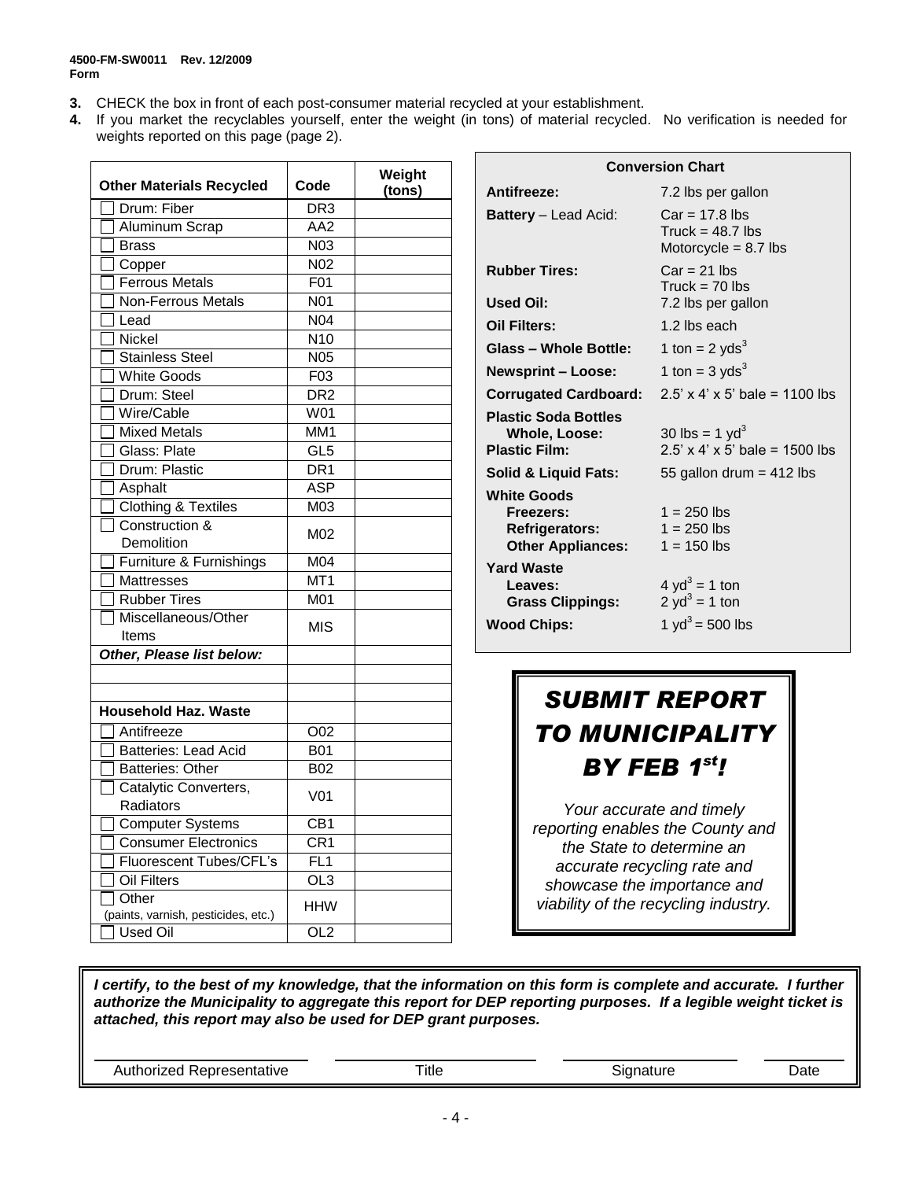4500-FM-SW0011 Rev. 12/2009
Form

3. CHECK the box in front of each post-consumer material recycled at your establishment.
4. If you market the recyclables yourself, enter the weight (in tons) of material recycled. No verification is needed for weights reported on this page (page 2).

| Other Materials Recycled | Code | Weight (tons) |
|---|---|---|
| ☐ Drum: Fiber | DR3 | |
| ☐ Aluminum Scrap | AA2 | |
| ☐ Brass | N03 | |
| ☐ Copper | N02 | |
| ☐ Ferrous Metals | F01 | |
| ☐ Non-Ferrous Metals | N01 | |
| ☐ Lead | N04 | |
| ☐ Nickel | N10 | |
| ☐ Stainless Steel | N05 | |
| ☐ White Goods | F03 | |
| ☐ Drum: Steel | DR2 | |
| ☐ Wire/Cable | W01 | |
| ☐ Mixed Metals | MM1 | |
| ☐ Glass: Plate | GL5 | |
| ☐ Drum: Plastic | DR1 | |
| ☐ Asphalt | ASP | |
| ☐ Clothing & Textiles | M03 | |
| ☐ Construction & Demolition | M02 | |
| ☐ Furniture & Furnishings | M04 | |
| ☐ Mattresses | MT1 | |
| ☐ Rubber Tires | M01 | |
| ☐ Miscellaneous/Other Items | MIS | |
| ***Other, Please list below:*** | | |
| | | |
| | | |
| **Household Haz. Waste** | | |
| ☐ Antifreeze | O02 | |
| ☐ Batteries: Lead Acid | B01 | |
| ☐ Batteries: Other | B02 | |
| ☐ Catalytic Converters, Radiators | V01 | |
| ☐ Computer Systems | CB1 | |
| ☐ Consumer Electronics | CR1 | |
| ☐ Fluorescent Tubes/CFL's | FL1 | |
| ☐ Oil Filters | OL3 | |
| ☐ Other (paints, varnish, pesticides, etc.) | HHW | |
| ☐ Used Oil | OL2 | |

| Conversion Chart | |
|---|---|
| **Antifreeze:** | 7.2 lbs per gallon |
| **Battery** – Lead Acid: | Car = 17.8 lbs<br>Truck = 48.7 lbs<br>Motorcycle = 8.7 lbs |
| **Rubber Tires:** | Car = 21 lbs<br>Truck = 70 lbs |
| **Used Oil:** | 7.2 lbs per gallon |
| **Oil Filters:** | 1.2 lbs each |
| **Glass – Whole Bottle:** | 1 ton = 2 $yds^3$ |
| **Newsprint – Loose:** | 1 ton = 3 $yds^3$ |
| **Corrugated Cardboard:** | 2.5' x 4' x 5' bale = 1100 lbs |
| **Plastic Soda Bottles Whole, Loose:** | 30 lbs = 1 $yd^3$ |
| **Plastic Film:** | 2.5' x 4' x 5' bale = 1500 lbs |
| **Solid & Liquid Fats:** | 55 gallon drum = 412 lbs |
| **White Goods** | |
| **Freezers:** | 1 = 250 lbs |
| **Refrigerators:** | 1 = 250 lbs |
| **Other Appliances:** | 1 = 150 lbs |
| **Yard Waste** | |
| **Leaves:** | 4 $yd^3$ = 1 ton |
| **Grass Clippings:** | 2 $yd^3$ = 1 ton |
| **Wood Chips:** | 1 $yd^3$ = 500 lbs |

## *SUBMIT REPORT TO MUNICIPALITY BY FEB 1st!*

*Your accurate and timely reporting enables the County and the State to determine an accurate recycling rate and showcase the importance and viability of the recycling industry.*

***I certify, to the best of my knowledge, that the information on this form is complete and accurate. I further authorize the Municipality to aggregate this report for DEP reporting purposes. If a legible weight ticket is attached, this report may also be used for DEP grant purposes.***

| Authorized Representative | Title | Signature | Date |
|---|---|---|---|